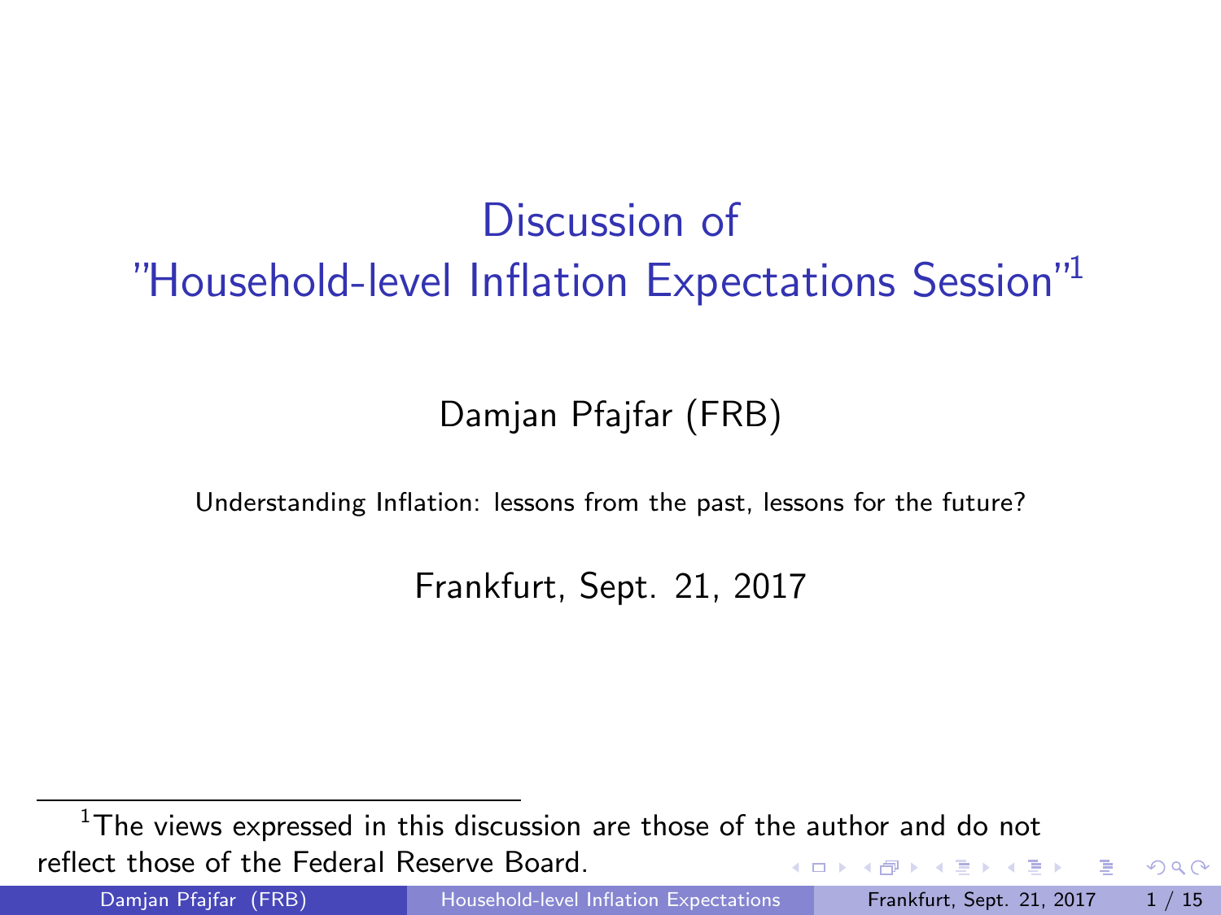# Discussion of "Household-level Inflation Expectations Session"[1]

Damjan Pfajfar (FRB)

Understanding Inflation: lessons from the past, lessons for the future?

Frankfurt, Sept. 21, 2017

[1] The views expressed in this discussion are those of the author and do not reflect those of the Federal Reserve Board.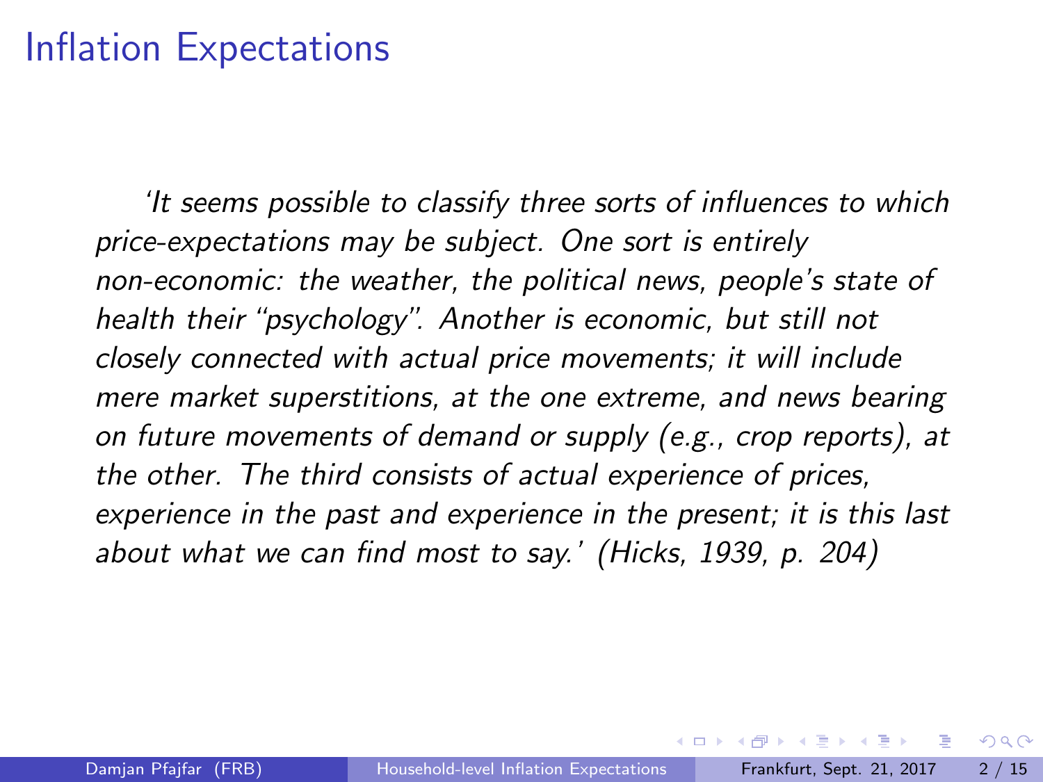# Inflation Expectations

*'It seems possible to classify three sorts of influences to which price-expectations may be subject. One sort is entirely non-economic: the weather, the political news, people's state of health their "psychology". Another is economic, but still not closely connected with actual price movements; it will include mere market superstitions, at the one extreme, and news bearing on future movements of demand or supply (e.g., crop reports), at the other. The third consists of actual experience of prices, experience in the past and experience in the present; it is this last about what we can find most to say.' (Hicks, 1939, p. 204)*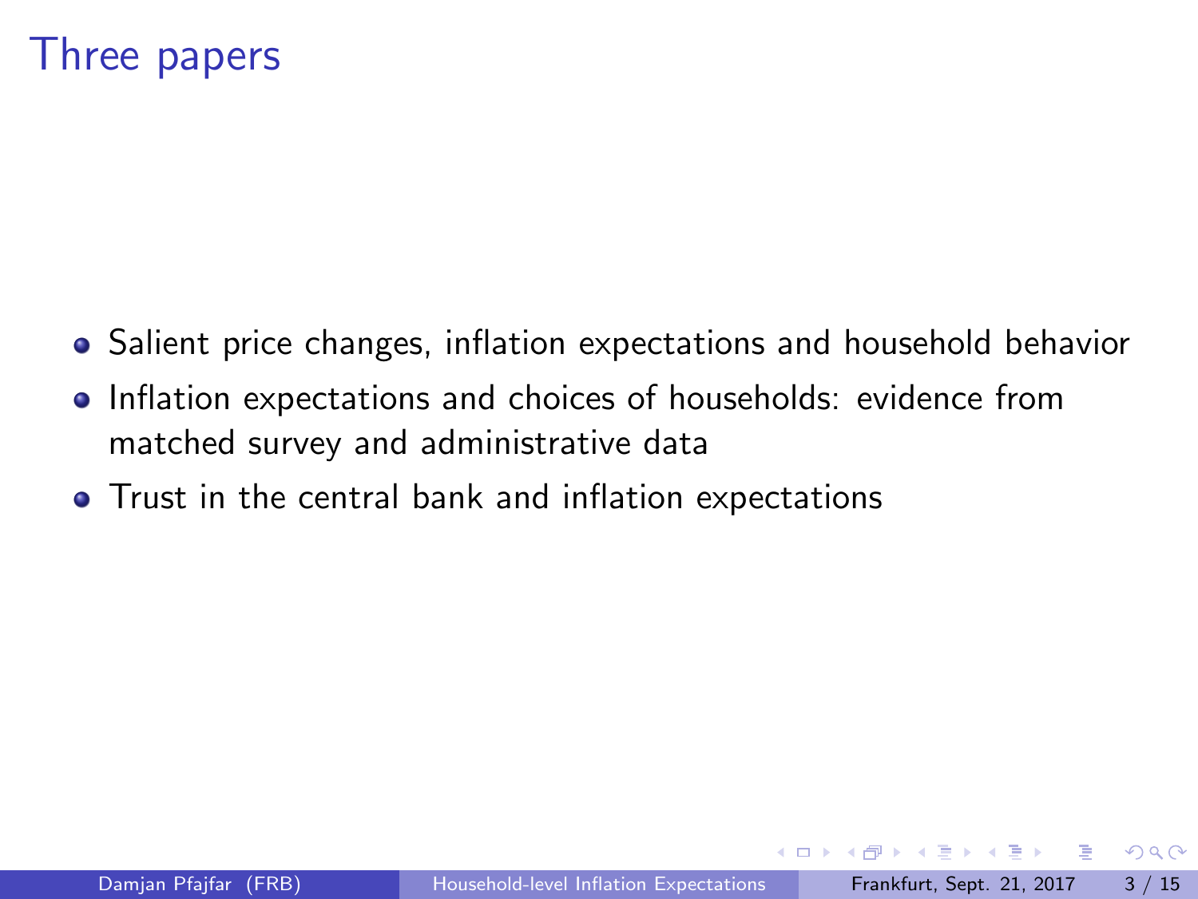# Three papers

- Salient price changes, inflation expectations and household behavior
- Inflation expectations and choices of households: evidence from matched survey and administrative data
- Trust in the central bank and inflation expectations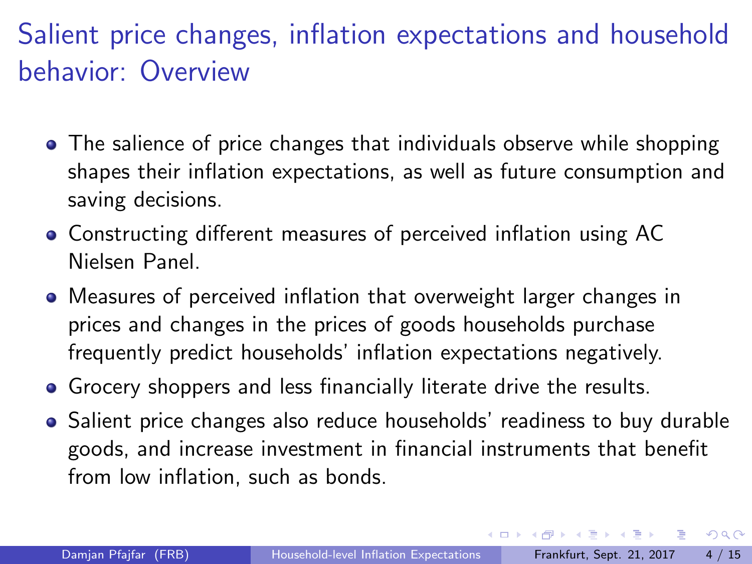# Salient price changes, inflation expectations and household behavior: Overview

- The salience of price changes that individuals observe while shopping shapes their inflation expectations, as well as future consumption and saving decisions.
- Constructing different measures of perceived inflation using AC Nielsen Panel.
- Measures of perceived inflation that overweight larger changes in prices and changes in the prices of goods households purchase frequently predict households' inflation expectations negatively.
- Grocery shoppers and less financially literate drive the results.
- Salient price changes also reduce households' readiness to buy durable goods, and increase investment in financial instruments that benefit from low inflation, such as bonds.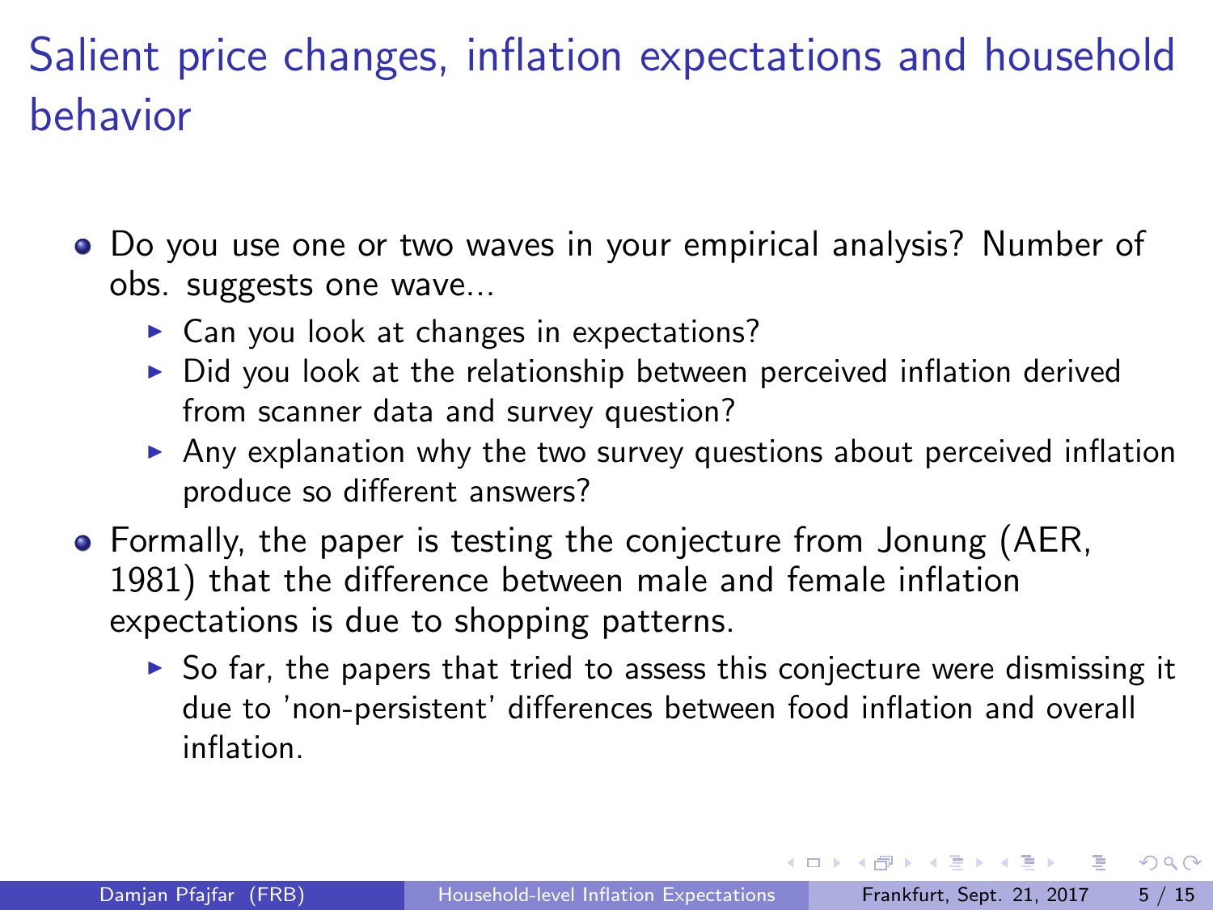# Salient price changes, inflation expectations and household behavior

- Do you use one or two waves in your empirical analysis? Number of obs. suggests one wave...
  - Can you look at changes in expectations?
  - Did you look at the relationship between perceived inflation derived from scanner data and survey question?
  - Any explanation why the two survey questions about perceived inflation produce so different answers?
- Formally, the paper is testing the conjecture from Jonung (AER, 1981) that the difference between male and female inflation expectations is due to shopping patterns.
  - So far, the papers that tried to assess this conjecture were dismissing it due to 'non-persistent' differences between food inflation and overall inflation.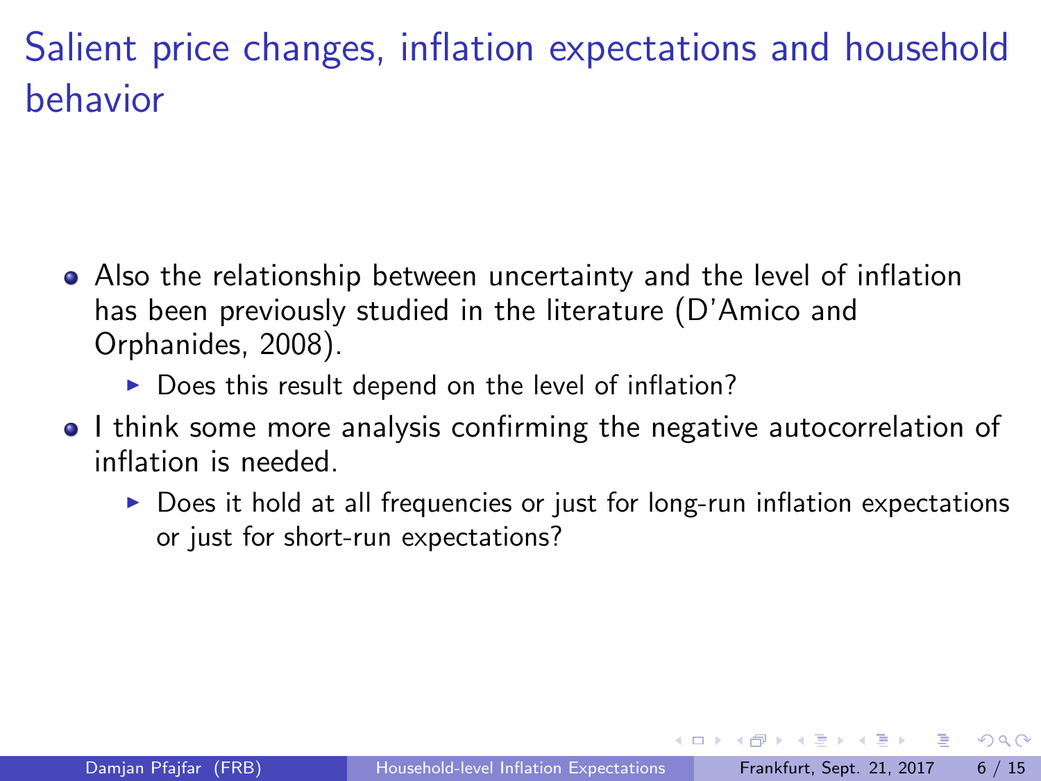# Salient price changes, inflation expectations and household behavior

- Also the relationship between uncertainty and the level of inflation has been previously studied in the literature (D'Amico and Orphanides, 2008).
  - Does this result depend on the level of inflation?
- I think some more analysis confirming the negative autocorrelation of inflation is needed.
  - Does it hold at all frequencies or just for long-run inflation expectations or just for short-run expectations?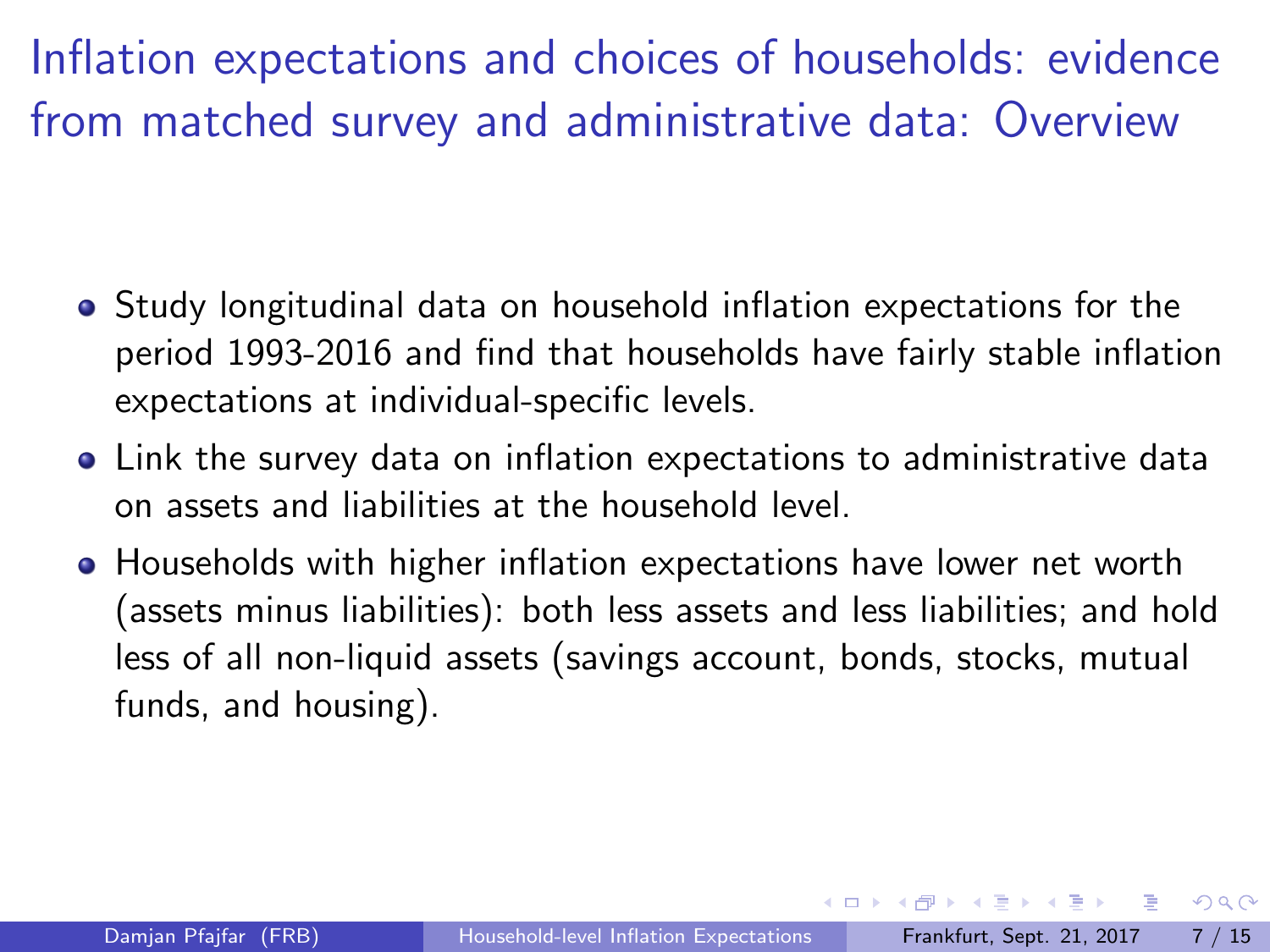# Inflation expectations and choices of households: evidence from matched survey and administrative data: Overview

- Study longitudinal data on household inflation expectations for the period 1993-2016 and find that households have fairly stable inflation expectations at individual-specific levels.
- Link the survey data on inflation expectations to administrative data on assets and liabilities at the household level.
- Households with higher inflation expectations have lower net worth (assets minus liabilities): both less assets and less liabilities; and hold less of all non-liquid assets (savings account, bonds, stocks, mutual funds, and housing).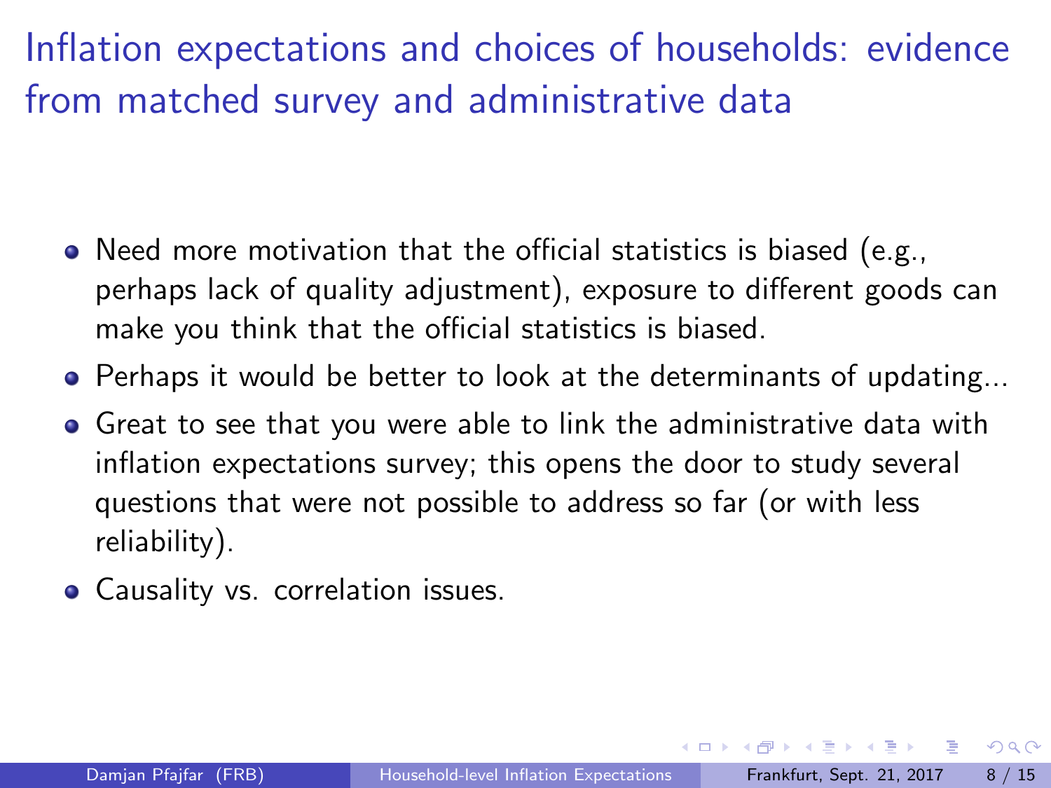# Inflation expectations and choices of households: evidence from matched survey and administrative data

- Need more motivation that the official statistics is biased (e.g., perhaps lack of quality adjustment), exposure to different goods can make you think that the official statistics is biased.
- Perhaps it would be better to look at the determinants of updating...
- Great to see that you were able to link the administrative data with inflation expectations survey; this opens the door to study several questions that were not possible to address so far (or with less reliability).
- Causality vs. correlation issues.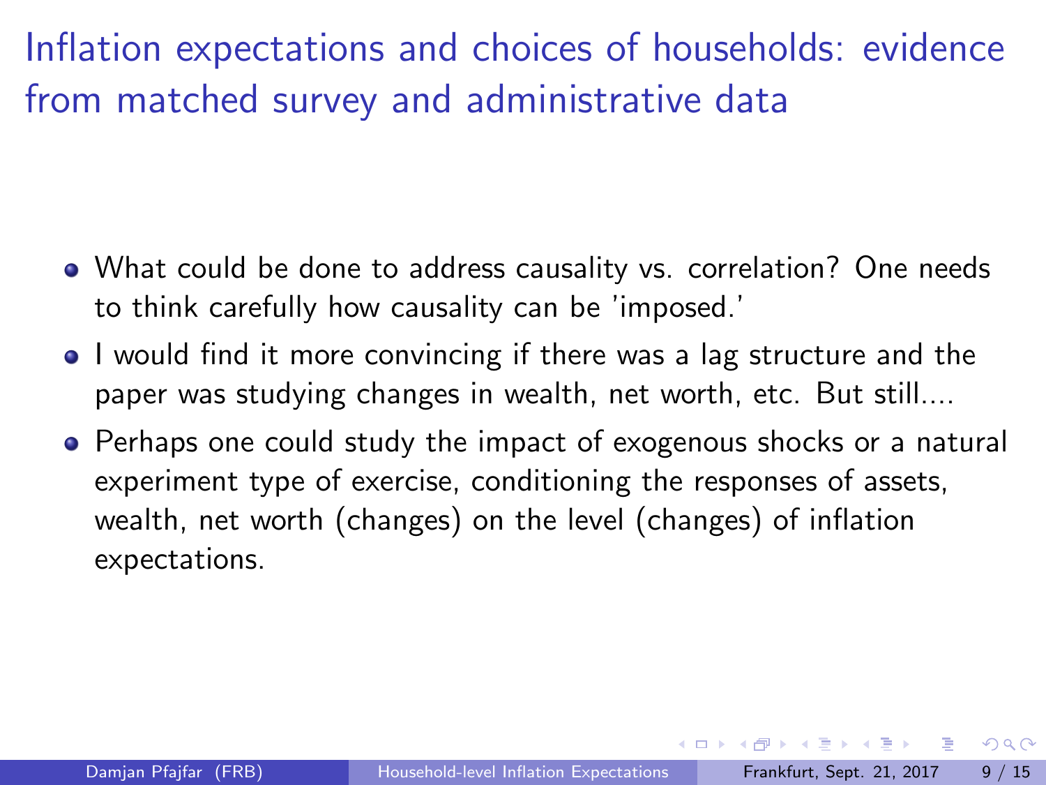# Inflation expectations and choices of households: evidence from matched survey and administrative data

- What could be done to address causality vs. correlation? One needs to think carefully how causality can be 'imposed.'
- I would find it more convincing if there was a lag structure and the paper was studying changes in wealth, net worth, etc. But still....
- Perhaps one could study the impact of exogenous shocks or a natural experiment type of exercise, conditioning the responses of assets, wealth, net worth (changes) on the level (changes) of inflation expectations.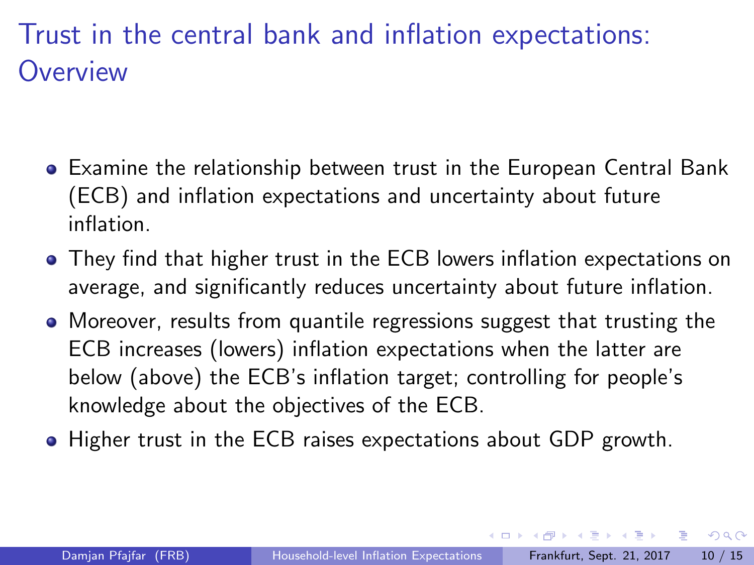# Trust in the central bank and inflation expectations: Overview

- Examine the relationship between trust in the European Central Bank (ECB) and inflation expectations and uncertainty about future inflation.
- They find that higher trust in the ECB lowers inflation expectations on average, and significantly reduces uncertainty about future inflation.
- Moreover, results from quantile regressions suggest that trusting the ECB increases (lowers) inflation expectations when the latter are below (above) the ECB's inflation target; controlling for people's knowledge about the objectives of the ECB.
- Higher trust in the ECB raises expectations about GDP growth.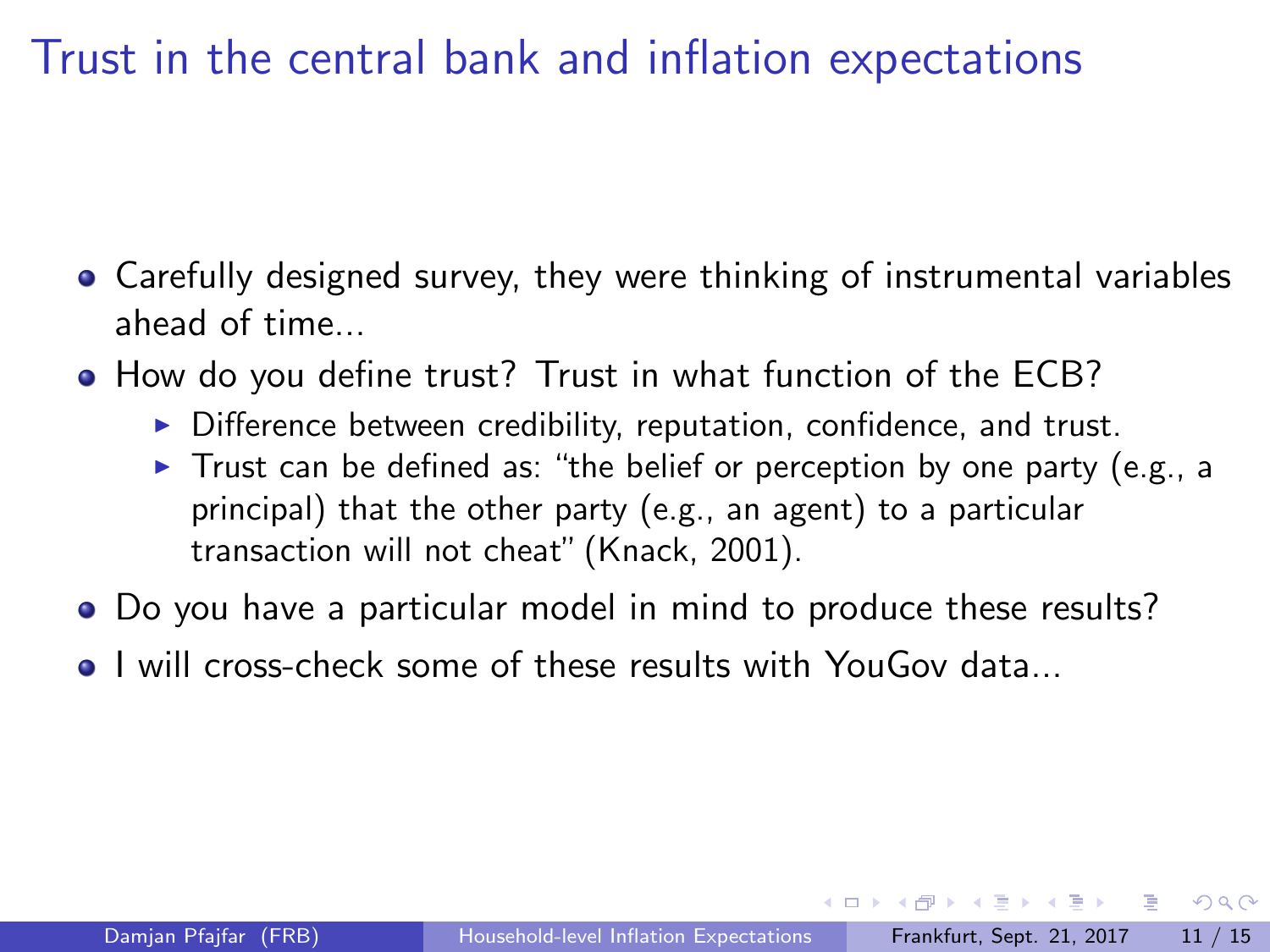# Trust in the central bank and inflation expectations

- Carefully designed survey, they were thinking of instrumental variables ahead of time...
- How do you define trust? Trust in what function of the ECB?
  - Difference between credibility, reputation, confidence, and trust.
  - Trust can be defined as: "the belief or perception by one party (e.g., a principal) that the other party (e.g., an agent) to a particular transaction will not cheat" (Knack, 2001).
- Do you have a particular model in mind to produce these results?
- I will cross-check some of these results with YouGov data...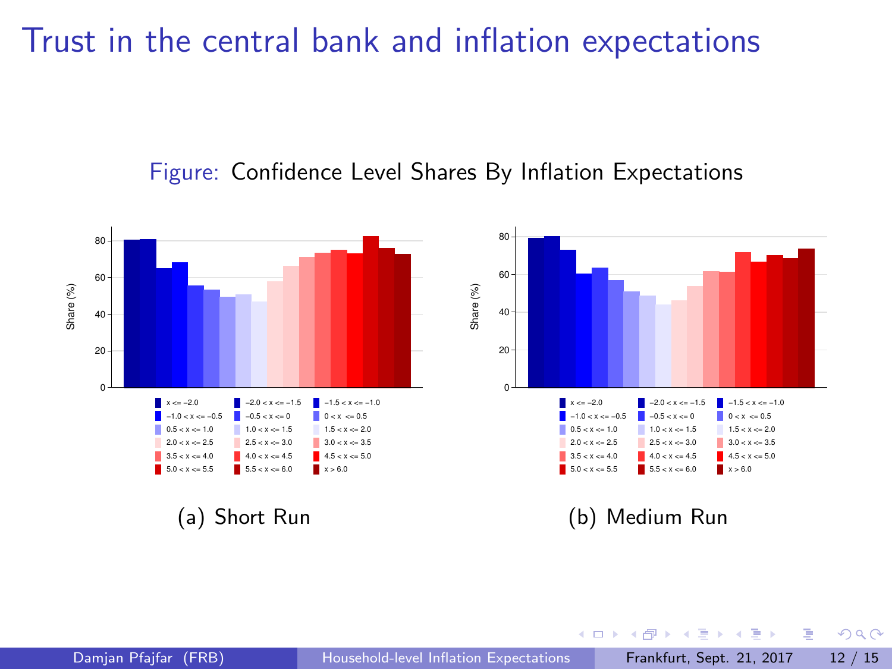# Trust in the central bank and inflation expectations

Figure: Confidence Level Shares By Inflation Expectations

(a) Short Run

(b) Medium Run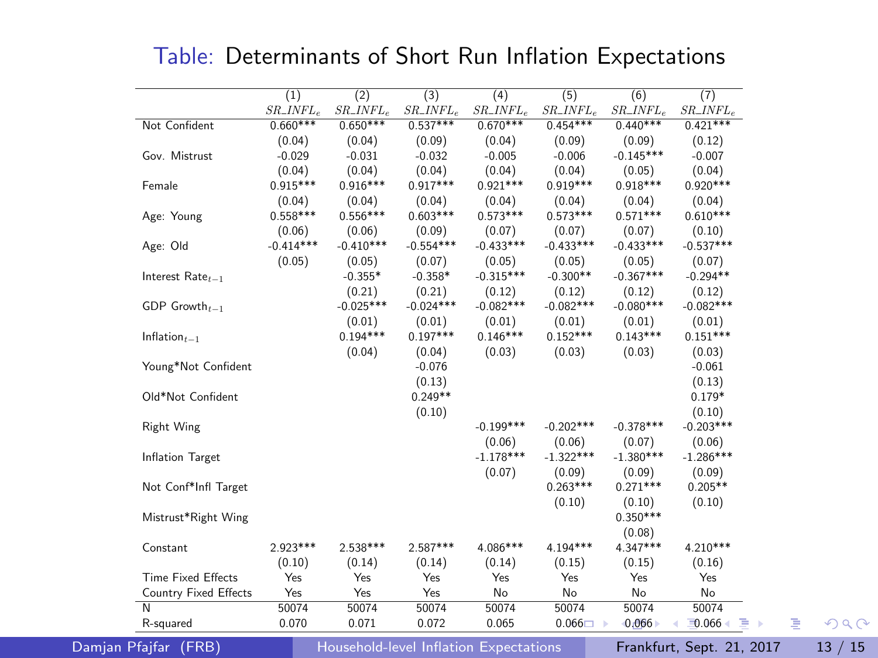## Table: Determinants of Short Run Inflation Expectations

| | (1) | (2) | (3) | (4) | (5) | (6) | (7) |
|---|---|---|---|---|---|---|---|
| | $SR\_INFL_e$ | $SR\_INFL_e$ | $SR\_INFL_e$ | $SR\_INFL_e$ | $SR\_INFL_e$ | $SR\_INFL_e$ | $SR\_INFL_e$ |
| Not Confident | 0.660*** | 0.650*** | 0.537*** | 0.670*** | 0.454*** | 0.440*** | 0.421*** |
| | (0.04) | (0.04) | (0.09) | (0.04) | (0.09) | (0.09) | (0.12) |
| Gov. Mistrust | -0.029 | -0.031 | -0.032 | -0.005 | -0.006 | -0.145*** | -0.007 |
| | (0.04) | (0.04) | (0.04) | (0.04) | (0.04) | (0.05) | (0.04) |
| Female | 0.915*** | 0.916*** | 0.917*** | 0.921*** | 0.919*** | 0.918*** | 0.920*** |
| | (0.04) | (0.04) | (0.04) | (0.04) | (0.04) | (0.04) | (0.04) |
| Age: Young | 0.558*** | 0.556*** | 0.603*** | 0.573*** | 0.573*** | 0.571*** | 0.610*** |
| | (0.06) | (0.06) | (0.09) | (0.07) | (0.07) | (0.07) | (0.10) |
| Age: Old | -0.414*** | -0.410*** | -0.554*** | -0.433*** | -0.433*** | -0.433*** | -0.537*** |
| | (0.05) | (0.05) | (0.07) | (0.05) | (0.05) | (0.05) | (0.07) |
| Interest Rate$_{t-1}$ | | -0.355* | -0.358* | -0.315*** | -0.300** | -0.367*** | -0.294** |
| | | (0.21) | (0.21) | (0.12) | (0.12) | (0.12) | (0.12) |
| GDP Growth$_{t-1}$ | | -0.025*** | -0.024*** | -0.082*** | -0.082*** | -0.080*** | -0.082*** |
| | | (0.01) | (0.01) | (0.01) | (0.01) | (0.01) | (0.01) |
| Inflation$_{t-1}$ | | 0.194*** | 0.197*** | 0.146*** | 0.152*** | 0.143*** | 0.151*** |
| | | (0.04) | (0.04) | (0.03) | (0.03) | (0.03) | (0.03) |
| Young*Not Confident | | | -0.076 | | | | -0.061 |
| | | | (0.13) | | | | (0.13) |
| Old*Not Confident | | | 0.249** | | | | 0.179* |
| | | | (0.10) | | | | (0.10) |
| Right Wing | | | | -0.199*** | -0.202*** | -0.378*** | -0.203*** |
| | | | | (0.06) | (0.06) | (0.07) | (0.06) |
| Inflation Target | | | | -1.178*** | -1.322*** | -1.380*** | -1.286*** |
| | | | | (0.07) | (0.09) | (0.09) | (0.09) |
| Not Conf*Infl Target | | | | | 0.263*** | 0.271*** | 0.205** |
| | | | | | (0.10) | (0.10) | (0.10) |
| Mistrust*Right Wing | | | | | | 0.350*** | |
| | | | | | | (0.08) | |
| Constant | 2.923*** | 2.538*** | 2.587*** | 4.086*** | 4.194*** | 4.347*** | 4.210*** |
| | (0.10) | (0.14) | (0.14) | (0.14) | (0.15) | (0.15) | (0.16) |
| Time Fixed Effects | Yes | Yes | Yes | Yes | Yes | Yes | Yes |
| Country Fixed Effects | Yes | Yes | Yes | No | No | No | No |
| N | 50074 | 50074 | 50074 | 50074 | 50074 | 50074 | 50074 |
| R-squared | 0.070 | 0.071 | 0.072 | 0.065 | 0.066 | 0.066 | 0.066 |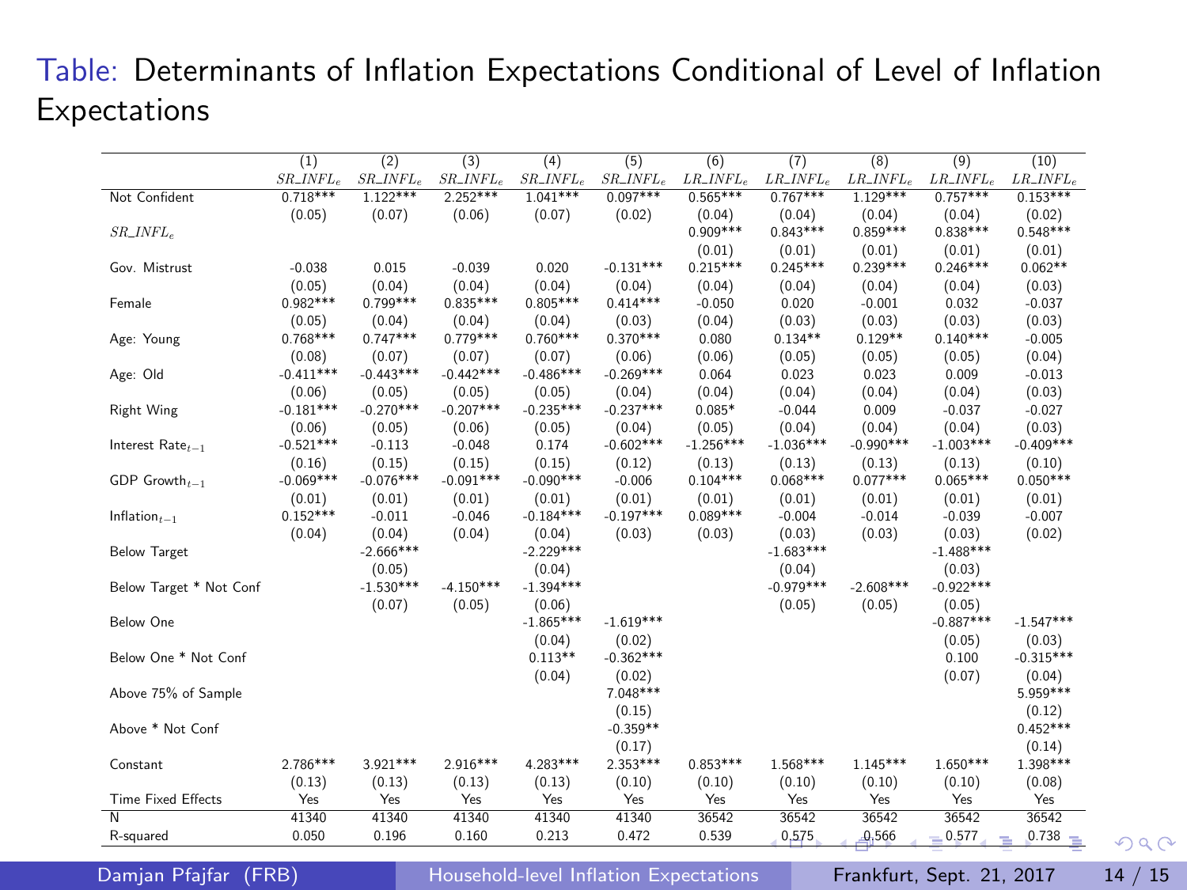Table: Determinants of Inflation Expectations Conditional of Level of Inflation Expectations

| | (1) | (2) | (3) | (4) | (5) | (6) | (7) | (8) | (9) | (10) |
|---|---|---|---|---|---|---|---|---|---|---|
| | $SR\_INFL_e$ | $SR\_INFL_e$ | $SR\_INFL_e$ | $SR\_INFL_e$ | $SR\_INFL_e$ | $LR\_INFL_e$ | $LR\_INFL_e$ | $LR\_INFL_e$ | $LR\_INFL_e$ | $LR\_INFL_e$ |
| Not Confident | 0.718*** | 1.122*** | 2.252*** | 1.041*** | 0.097*** | 0.565*** | 0.767*** | 1.129*** | 0.757*** | 0.153*** |
| | (0.05) | (0.07) | (0.06) | (0.07) | (0.02) | (0.04) | (0.04) | (0.04) | (0.04) | (0.02) |
| $SR\_INFL_e$ | | | | | | 0.909*** | 0.843*** | 0.859*** | 0.838*** | 0.548*** |
| | | | | | | (0.01) | (0.01) | (0.01) | (0.01) | (0.01) |
| Gov. Mistrust | -0.038 | 0.015 | -0.039 | 0.020 | -0.131*** | 0.215*** | 0.245*** | 0.239*** | 0.246*** | 0.062** |
| | (0.05) | (0.04) | (0.04) | (0.04) | (0.04) | (0.04) | (0.04) | (0.04) | (0.04) | (0.03) |
| Female | 0.982*** | 0.799*** | 0.835*** | 0.805*** | 0.414*** | -0.050 | 0.020 | -0.001 | 0.032 | -0.037 |
| | (0.05) | (0.04) | (0.04) | (0.04) | (0.03) | (0.04) | (0.03) | (0.03) | (0.03) | (0.03) |
| Age: Young | 0.768*** | 0.747*** | 0.779*** | 0.760*** | 0.370*** | 0.080 | 0.134** | 0.129** | 0.140*** | -0.005 |
| | (0.08) | (0.07) | (0.07) | (0.07) | (0.06) | (0.06) | (0.05) | (0.05) | (0.05) | (0.04) |
| Age: Old | -0.411*** | -0.443*** | -0.442*** | -0.486*** | -0.269*** | 0.064 | 0.023 | 0.023 | 0.009 | -0.013 |
| | (0.06) | (0.05) | (0.05) | (0.05) | (0.04) | (0.04) | (0.04) | (0.04) | (0.04) | (0.03) |
| Right Wing | -0.181*** | -0.270*** | -0.207*** | -0.235*** | -0.237*** | 0.085* | -0.044 | 0.009 | -0.037 | -0.027 |
| | (0.06) | (0.05) | (0.06) | (0.05) | (0.04) | (0.05) | (0.04) | (0.04) | (0.04) | (0.03) |
| Interest Rate$_{t-1}$ | -0.521*** | -0.113 | -0.048 | 0.174 | -0.602*** | -1.256*** | -1.036*** | -0.990*** | -1.003*** | -0.409*** |
| | (0.16) | (0.15) | (0.15) | (0.15) | (0.12) | (0.13) | (0.13) | (0.13) | (0.13) | (0.10) |
| GDP Growth$_{t-1}$ | -0.069*** | -0.076*** | -0.091*** | -0.090*** | -0.006 | 0.104*** | 0.068*** | 0.077*** | 0.065*** | 0.050*** |
| | (0.01) | (0.01) | (0.01) | (0.01) | (0.01) | (0.01) | (0.01) | (0.01) | (0.01) | (0.01) |
| Inflation$_{t-1}$ | 0.152*** | -0.011 | -0.046 | -0.184*** | -0.197*** | 0.089*** | -0.004 | -0.014 | -0.039 | -0.007 |
| | (0.04) | (0.04) | (0.04) | (0.04) | (0.03) | (0.03) | (0.03) | (0.03) | (0.03) | (0.02) |
| Below Target | | -2.666*** | | -2.229*** | | | -1.683*** | | -1.488*** | |
| | | (0.05) | | (0.04) | | | (0.04) | | (0.03) | |
| Below Target * Not Conf | | -1.530*** | -4.150*** | -1.394*** | | | -0.979*** | -2.608*** | -0.922*** | |
| | | (0.07) | (0.05) | (0.06) | | | (0.05) | (0.05) | (0.05) | |
| Below One | | | | -1.865*** | -1.619*** | | | | -0.887*** | -1.547*** |
| | | | | (0.04) | (0.02) | | | | (0.05) | (0.03) |
| Below One * Not Conf | | | | 0.113** | -0.362*** | | | | 0.100 | -0.315*** |
| | | | | (0.04) | (0.02) | | | | (0.07) | (0.04) |
| Above 75% of Sample | | | | | 7.048*** | | | | | 5.959*** |
| | | | | | (0.15) | | | | | (0.12) |
| Above * Not Conf | | | | | -0.359** | | | | | 0.452*** |
| | | | | | (0.17) | | | | | (0.14) |
| Constant | 2.786*** | 3.921*** | 2.916*** | 4.283*** | 2.353*** | 0.853*** | 1.568*** | 1.145*** | 1.650*** | 1.398*** |
| | (0.13) | (0.13) | (0.13) | (0.13) | (0.10) | (0.10) | (0.10) | (0.10) | (0.10) | (0.08) |
| Time Fixed Effects | Yes | Yes | Yes | Yes | Yes | Yes | Yes | Yes | Yes | Yes |
| N | 41340 | 41340 | 41340 | 41340 | 41340 | 36542 | 36542 | 36542 | 36542 | 36542 |
| R-squared | 0.050 | 0.196 | 0.160 | 0.213 | 0.472 | 0.539 | 0.575 | 0.566 | 0.577 | 0.738 |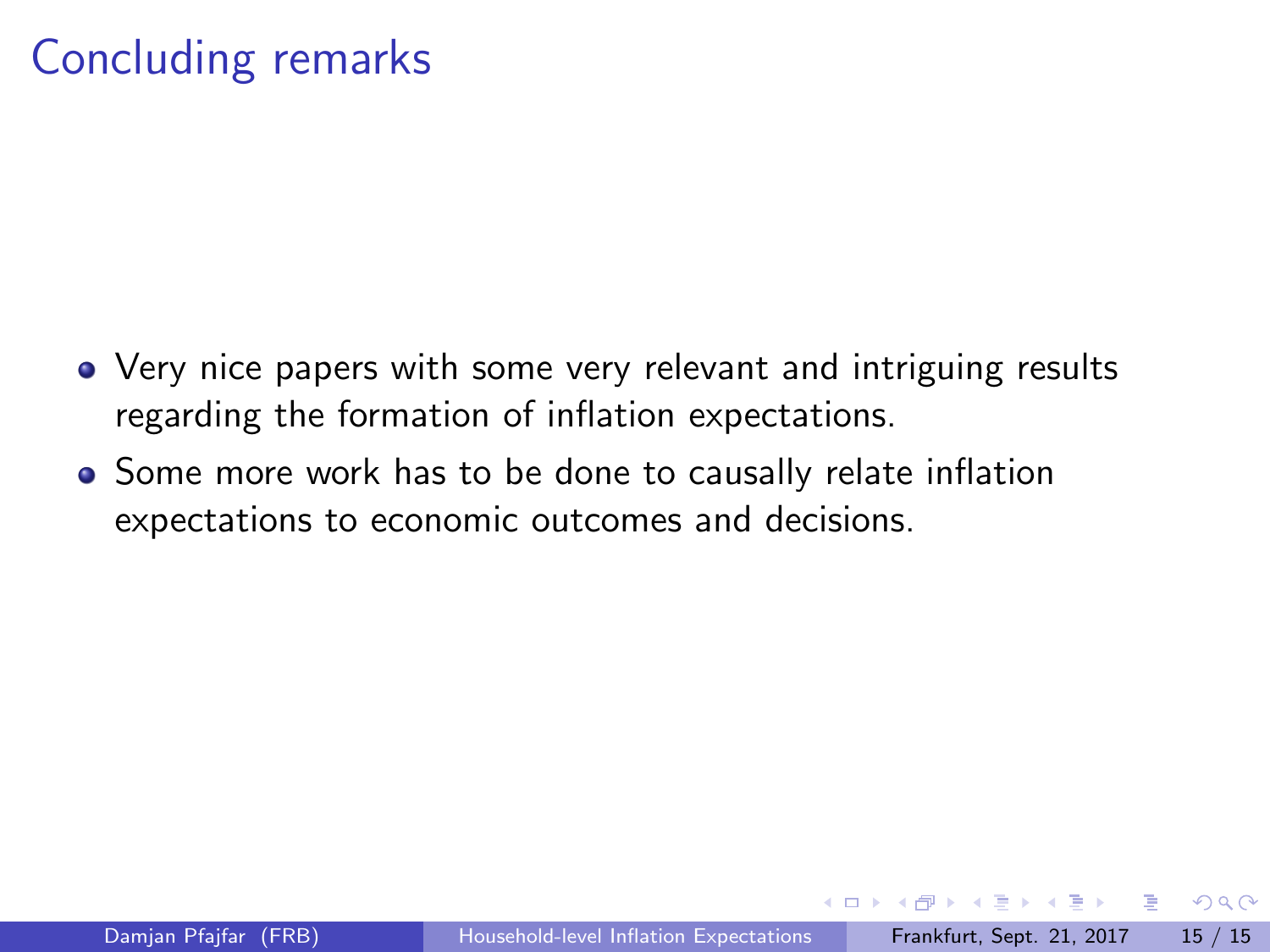# Concluding remarks

- Very nice papers with some very relevant and intriguing results regarding the formation of inflation expectations.
- Some more work has to be done to causally relate inflation expectations to economic outcomes and decisions.